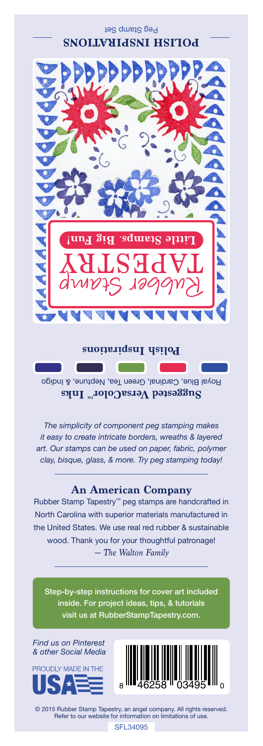# POLISH INSPIRATIONS

Peg Stamp Set

Rubber Stamp TAPESTRY

**Little Stamps. Big Fun!**

**Polish Inspirations**

**Suggested VersaColor™ Inks**

Royal Blue, Cardinal, Green Tea, Neptune, & Indigo

*The simplicity of component peg stamping makes it easy to create intricate borders, wreaths & layered art. Our stamps can be used on paper, fabric, polymer clay, bisque, glass, & more. Try peg stamping today!*

## An American Company

Rubber Stamp Tapestry™ peg stamps are handcrafted in North Carolina with superior materials manufactured in the United States. We use real red rubber & sustainable wood. Thank you for your thoughtful patronage!
*— The Walton Family*

Step-by-step instructions for cover art included inside. For project ideas, tips, & tutorials visit us at RubberStampTapestry.com.

*Find us on Pinterest & other Social Media*

PROUDLY MADE IN THE USA

8 46258 03495 0

© 2015 Rubber Stamp Tapestry, an angel company. All rights reserved. Refer to our website for information on limitations of use.

SFL34095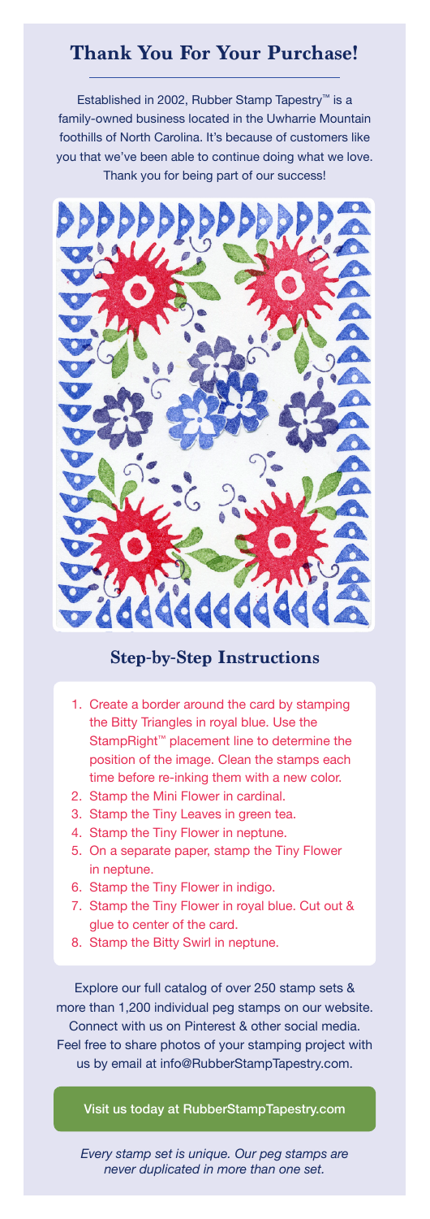## Thank You For Your Purchase!

Established in 2002, Rubber Stamp Tapestry™ is a family-owned business located in the Uwharrie Mountain foothills of North Carolina. It's because of customers like you that we've been able to continue doing what we love. Thank you for being part of our success!

## Step-by-Step Instructions

1. Create a border around the card by stamping the Bitty Triangles in royal blue. Use the StampRight™ placement line to determine the position of the image. Clean the stamps each time before re-inking them with a new color.
2. Stamp the Mini Flower in cardinal.
3. Stamp the Tiny Leaves in green tea.
4. Stamp the Tiny Flower in neptune.
5. On a separate paper, stamp the Tiny Flower in neptune.
6. Stamp the Tiny Flower in indigo.
7. Stamp the Tiny Flower in royal blue. Cut out & glue to center of the card.
8. Stamp the Bitty Swirl in neptune.

Explore our full catalog of over 250 stamp sets & more than 1,200 individual peg stamps on our website. Connect with us on Pinterest & other social media. Feel free to share photos of your stamping project with us by email at info@RubberStampTapestry.com.

Visit us today at RubberStampTapestry.com

*Every stamp set is unique. Our peg stamps are never duplicated in more than one set.*